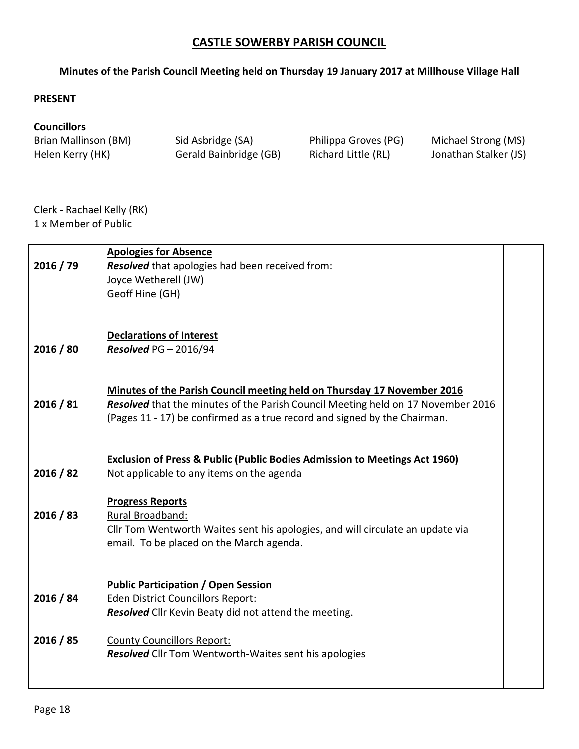# CASTLE SOWERBY PARISH COUNCIL

## Minutes of the Parish Council Meeting held on Thursday 19 January 2017 at Millhouse Village Hall

**PRESENT**

**Councillors**

Brian Mallinson (BM)
Sid Asbridge (SA)
Philippa Groves (PG)
Michael Strong (MS)
Helen Kerry (HK)
Gerald Bainbridge (GB)
Richard Little (RL)
Jonathan Stalker (JS)

Clerk - Rachael Kelly (RK)
1 x Member of Public

| | | |
|---|---|---|
| 2016 / 79 | <u>**Apologies for Absence**</u><br>***Resolved*** that apologies had been received from:<br>Joyce Wetherell (JW)<br>Geoff Hine (GH) | |
| 2016 / 80 | <u>**Declarations of Interest**</u><br>***Resolved*** PG – 2016/94 | |
| 2016 / 81 | <u>**Minutes of the Parish Council meeting held on Thursday 17 November 2016**</u><br>***Resolved*** that the minutes of the Parish Council Meeting held on 17 November 2016 (Pages 11 - 17) be confirmed as a true record and signed by the Chairman. | |
| 2016 / 82 | <u>**Exclusion of Press & Public (Public Bodies Admission to Meetings Act 1960)**</u><br>Not applicable to any items on the agenda | |
| 2016 / 83 | <u>**Progress Reports**</u><br><u>Rural Broadband:</u><br>Cllr Tom Wentworth Waites sent his apologies, and will circulate an update via email. To be placed on the March agenda. | |
| 2016 / 84 | <u>**Public Participation / Open Session**</u><br><u>Eden District Councillors Report:</u><br>***Resolved*** Cllr Kevin Beaty did not attend the meeting. | |
| 2016 / 85 | <u>County Councillors Report:</u><br>***Resolved*** Cllr Tom Wentworth-Waites sent his apologies | |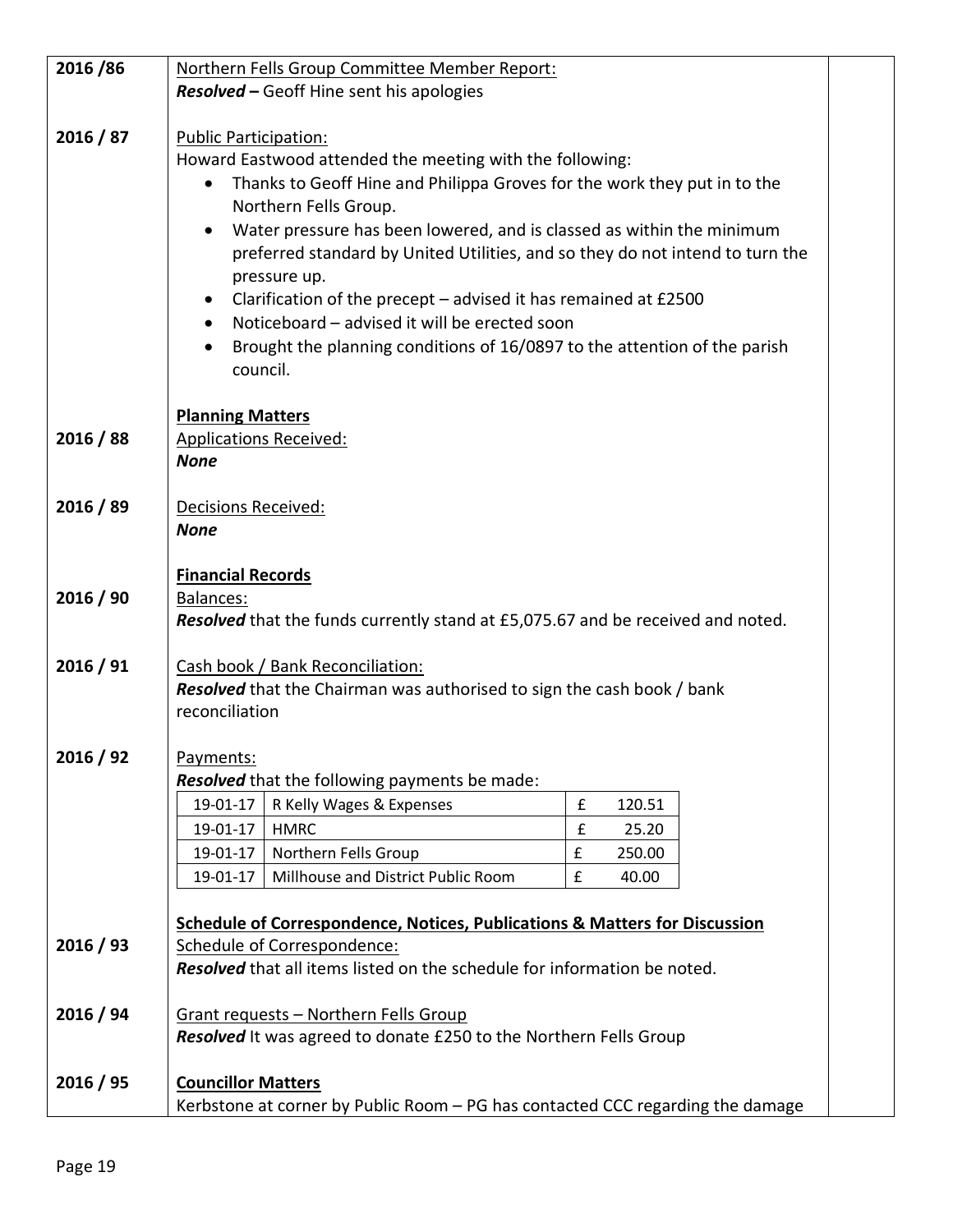**2016 /86**

Northern Fells Group Committee Member Report:
***Resolved –*** Geoff Hine sent his apologies

**2016 / 87**

Public Participation:
Howard Eastwood attended the meeting with the following:

- Thanks to Geoff Hine and Philippa Groves for the work they put in to the Northern Fells Group.
- Water pressure has been lowered, and is classed as within the minimum preferred standard by United Utilities, and so they do not intend to turn the pressure up.
- Clarification of the precept – advised it has remained at £2500
- Noticeboard – advised it will be erected soon
- Brought the planning conditions of 16/0897 to the attention of the parish council.

**Planning Matters**

**2016 / 88**

Applications Received:
***None***

**2016 / 89**

Decisions Received:
***None***

**Financial Records**

**2016 / 90**

Balances:
***Resolved*** that the funds currently stand at £5,075.67 and be received and noted.

**2016 / 91**

Cash book / Bank Reconciliation:
***Resolved*** that the Chairman was authorised to sign the cash book / bank reconciliation

**2016 / 92**

Payments:
***Resolved*** that the following payments be made:

| Date | Payee | | Amount |
|---|---|---|---|
| 19-01-17 | R Kelly Wages & Expenses | £ | 120.51 |
| 19-01-17 | HMRC | £ | 25.20 |
| 19-01-17 | Northern Fells Group | £ | 250.00 |
| 19-01-17 | Millhouse and District Public Room | £ | 40.00 |

**Schedule of Correspondence, Notices, Publications & Matters for Discussion**

**2016 / 93**

Schedule of Correspondence:
***Resolved*** that all items listed on the schedule for information be noted.

**2016 / 94**

Grant requests – Northern Fells Group
***Resolved*** It was agreed to donate £250 to the Northern Fells Group

**2016 / 95**

**Councillor Matters**
Kerbstone at corner by Public Room – PG has contacted CCC regarding the damage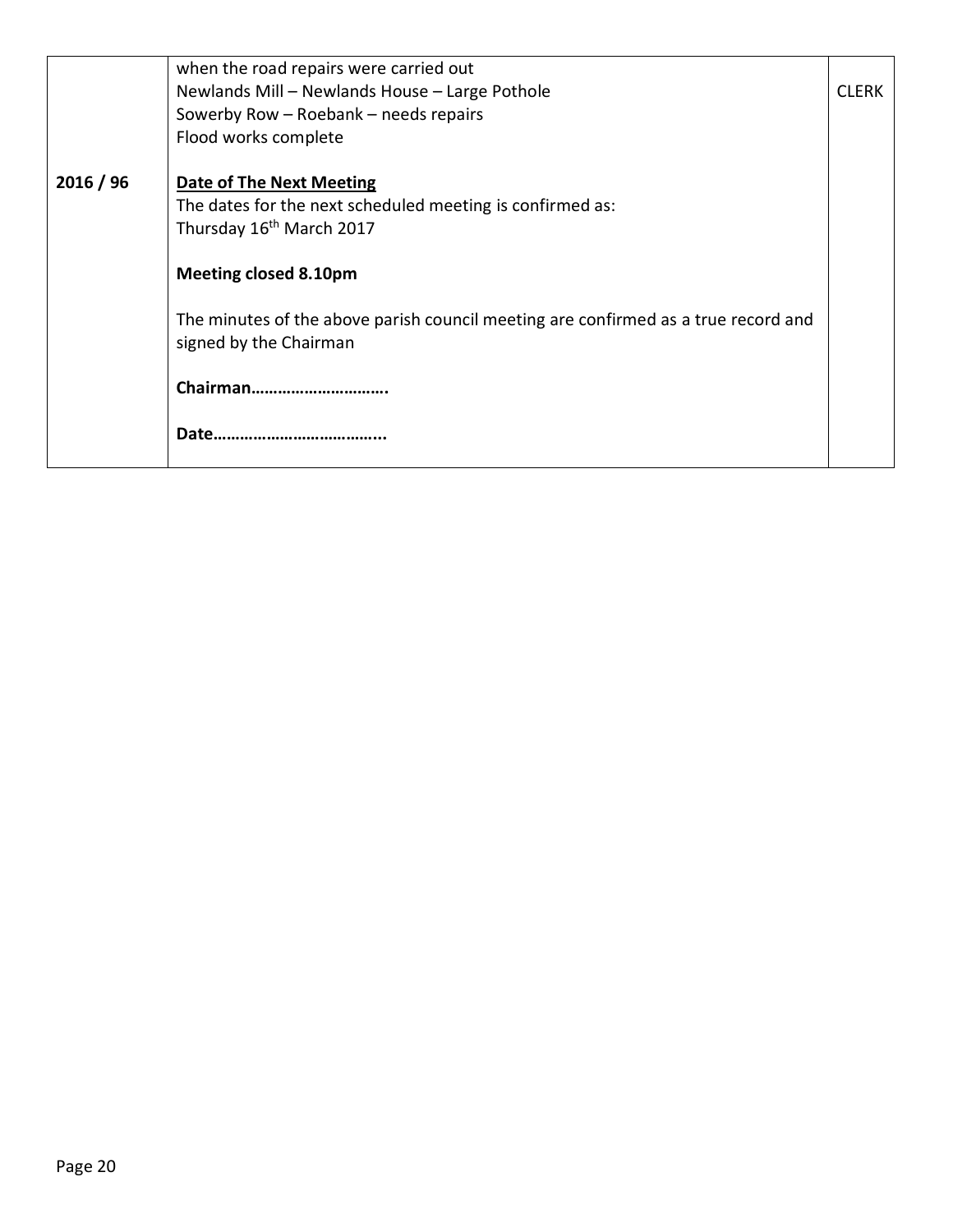| | | |
|---|---|---|
| | when the road repairs were carried out<br>Newlands Mill – Newlands House – Large Pothole<br>Sowerby Row – Roebank – needs repairs<br>Flood works complete | CLERK |
| **2016 / 96** | <u>**Date of The Next Meeting**</u><br>The dates for the next scheduled meeting is confirmed as:<br>Thursday 16th March 2017<br><br>**Meeting closed 8.10pm**<br><br>The minutes of the above parish council meeting are confirmed as a true record and signed by the Chairman<br><br>**Chairman………………………….**<br><br>**Date………………………………...** | |